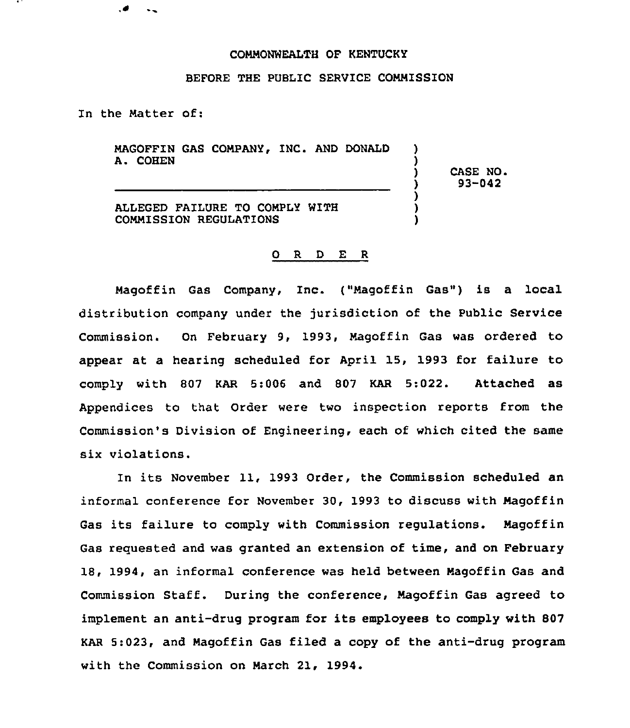COMMONWEALTH OF KENTUCKY

BEFORE THE PUBLIC SERVICE COMMISSION

In the Matter of:

MAGOFFIN GAS COMPANY, INC. AND DONALD A. COHEN

ALLEGED FAILURE TO COMPLY WITH COMMISSION REGULATIONS

CASE NO. 93-042

O R D E R

Magoffin Gas Company, Inc. ("Magoffin Gas") is a local distribution company under the jurisdiction of the Public Service Commission. On February 9, 1993, Magoffin Gas was ordered to appear at a hearing scheduled for April 15, 1993 for failure to comply with 807 KAR 5:006 and 807 KAR 5:022. Attached as Appendices to that Order were two inspection reports from the Commission's Division of Engineering, each of which cited the same six violations.

In its November 11, 1993 Order, the Commission scheduled an informal conference for November 30, 1993 to discuss with Magoffin Gas its failure to comply with Commission regulations. Magoffin Gas requested and was granted an extension of time, and on February 18, 1994, an informal conference was held between Magoffin Gas and Commission Staff. During the conference, Magoffin Gas agreed to implement an anti-drug program for its employees to comply with 807 KAR 5:023, and Magoffin Gas filed a copy of the anti-drug program with the Commission on March 21, 1994.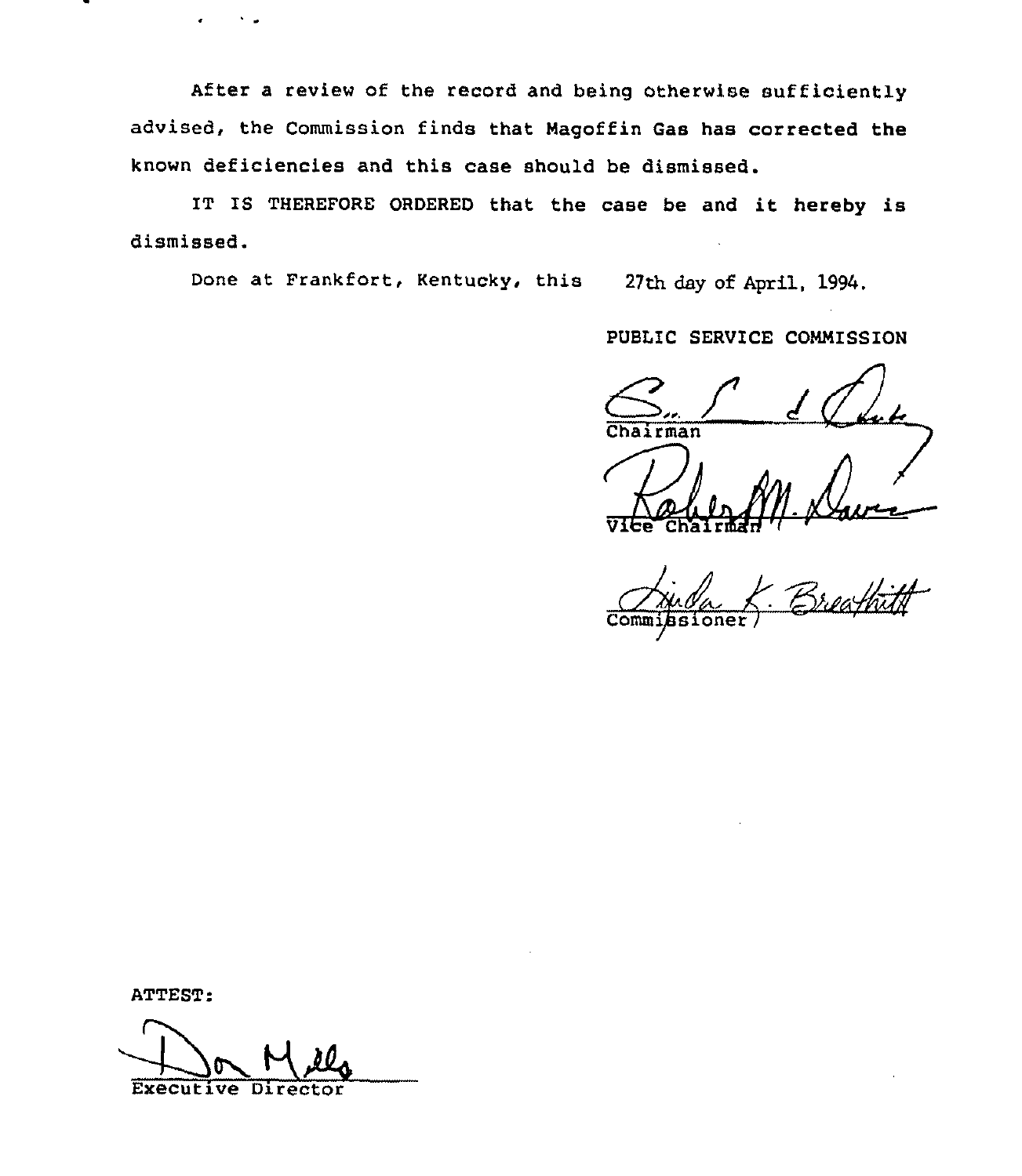After a review of the record and being otherwise sufficiently advised, the Commission finds that Magoffin Gas has corrected the known deficiencies and this case should be dismissed.

IT IS THEREFORE ORDERED that the case be and it hereby is dismissed.

Done at Frankfort, Kentucky, this 27th day of April, 1994.

PUBLIC SERVICE COMMISSION

Chairman

Vice Chairman

Commissioner

ATTEST:

Executive Director